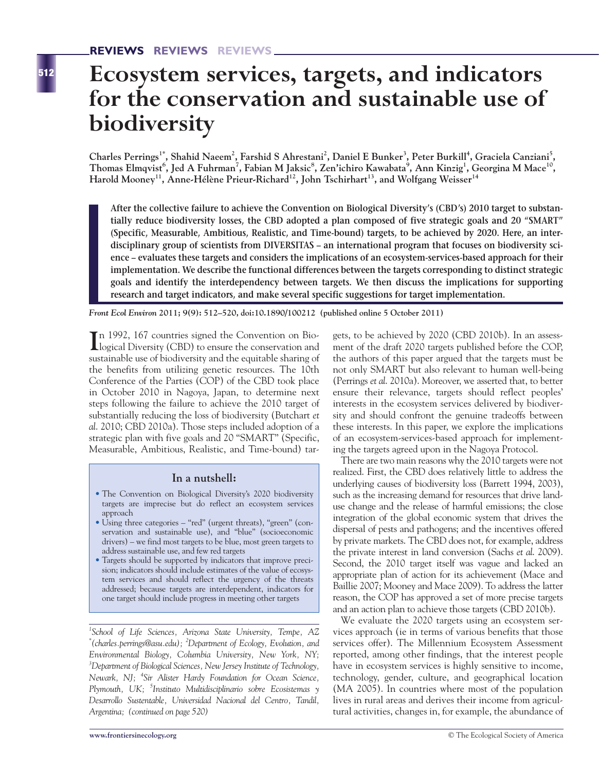# Ecosystem services, targets, and indicators for the conservation and sustainable use of biodiversity

**Charles Perrings[1*], Shahid Naeem[2], Farshid S Ahrestani[2], Daniel E Bunker[3], Peter Burkill[4], Graciela Canziani[5], Thomas Elmqvist[6], Jed A Fuhrman[7], Fabian M Jaksic[8], Zen'ichiro Kawabata[9], Ann Kinzig[1], Georgina M Mace[10], Harold Mooney[11], Anne-Hélène Prieur-Richard[12], John Tschirhart[13], and Wolfgang Weisser[14]**

**After the collective failure to achieve the Convention on Biological Diversity's (CBD's) 2010 target to substantially reduce biodiversity losses, the CBD adopted a plan composed of five strategic goals and 20 "SMART" (Specific, Measurable, Ambitious, Realistic, and Time-bound) targets, to be achieved by 2020. Here, an interdisciplinary group of scientists from DIVERSITAS – an international program that focuses on biodiversity science – evaluates these targets and considers the implications of an ecosystem-services-based approach for their implementation. We describe the functional differences between the targets corresponding to distinct strategic goals and identify the interdependency between targets. We then discuss the implications for supporting research and target indicators, and make several specific suggestions for target implementation.**

*Front Ecol Environ* **2011; 9(9): 512–520, doi:10.1890/100212 (published online 5 October 2011)**

In 1992, 167 countries signed the Convention on Biological Diversity (CBD) to ensure the conservation and sustainable use of biodiversity and the equitable sharing of the benefits from utilizing genetic resources. The 10th Conference of the Parties (COP) of the CBD took place in October 2010 in Nagoya, Japan, to determine next steps following the failure to achieve the 2010 target of substantially reducing the loss of biodiversity (Butchart *et al.* 2010; CBD 2010a). Those steps included adoption of a strategic plan with five goals and 20 "SMART" (Specific, Measurable, Ambitious, Realistic, and Time-bound) targets, to be achieved by 2020 (CBD 2010b). In an assessment of the draft 2020 targets published before the COP, the authors of this paper argued that the targets must be not only SMART but also relevant to human well-being (Perrings *et al.* 2010a). Moreover, we asserted that, to better ensure their relevance, targets should reflect peoples' interests in the ecosystem services delivered by biodiversity and should confront the genuine tradeoffs between these interests. In this paper, we explore the implications of an ecosystem-services-based approach for implementing the targets agreed upon in the Nagoya Protocol.

> **In a nutshell:**
>
> - The Convention on Biological Diversity's 2020 biodiversity targets are imprecise but do reflect an ecosystem services approach
> - Using three categories – "red" (urgent threats), "green" (conservation and sustainable use), and "blue" (socioeconomic drivers) – we find most targets to be blue, most green targets to address sustainable use, and few red targets
> - Targets should be supported by indicators that improve precision; indicators should include estimates of the value of ecosystem services and should reflect the urgency of the threats addressed; because targets are interdependent, indicators for one target should include progress in meeting other targets

[1]*School of Life Sciences, Arizona State University, Tempe, AZ* [*]*(charles.perrings@asu.edu);* [2]*Department of Ecology, Evolution, and Environmental Biology, Columbia University, New York, NY;* [3]*Department of Biological Sciences, New Jersey Institute of Technology, Newark, NJ;* [4]*Sir Alister Hardy Foundation for Ocean Science, Plymouth, UK;* [5]*Instituto Multidisciplinario sobre Ecosistemas y Desarrollo Sustentable, Universidad Nacional del Centro, Tandil, Argentina; (continued on page 520)*

There are two main reasons why the 2010 targets were not realized. First, the CBD does relatively little to address the underlying causes of biodiversity loss (Barrett 1994, 2003), such as the increasing demand for resources that drive land-use change and the release of harmful emissions; the close integration of the global economic system that drives the dispersal of pests and pathogens; and the incentives offered by private markets. The CBD does not, for example, address the private interest in land conversion (Sachs *et al.* 2009). Second, the 2010 target itself was vague and lacked an appropriate plan of action for its achievement (Mace and Baillie 2007; Mooney and Mace 2009). To address the latter reason, the COP has approved a set of more precise targets and an action plan to achieve those targets (CBD 2010b).

We evaluate the 2020 targets using an ecosystem services approach (ie in terms of various benefits that those services offer). The Millennium Ecosystem Assessment reported, among other findings, that the interest people have in ecosystem services is highly sensitive to income, technology, gender, culture, and geographical location (MA 2005). In countries where most of the population lives in rural areas and derives their income from agricultural activities, changes in, for example, the abundance of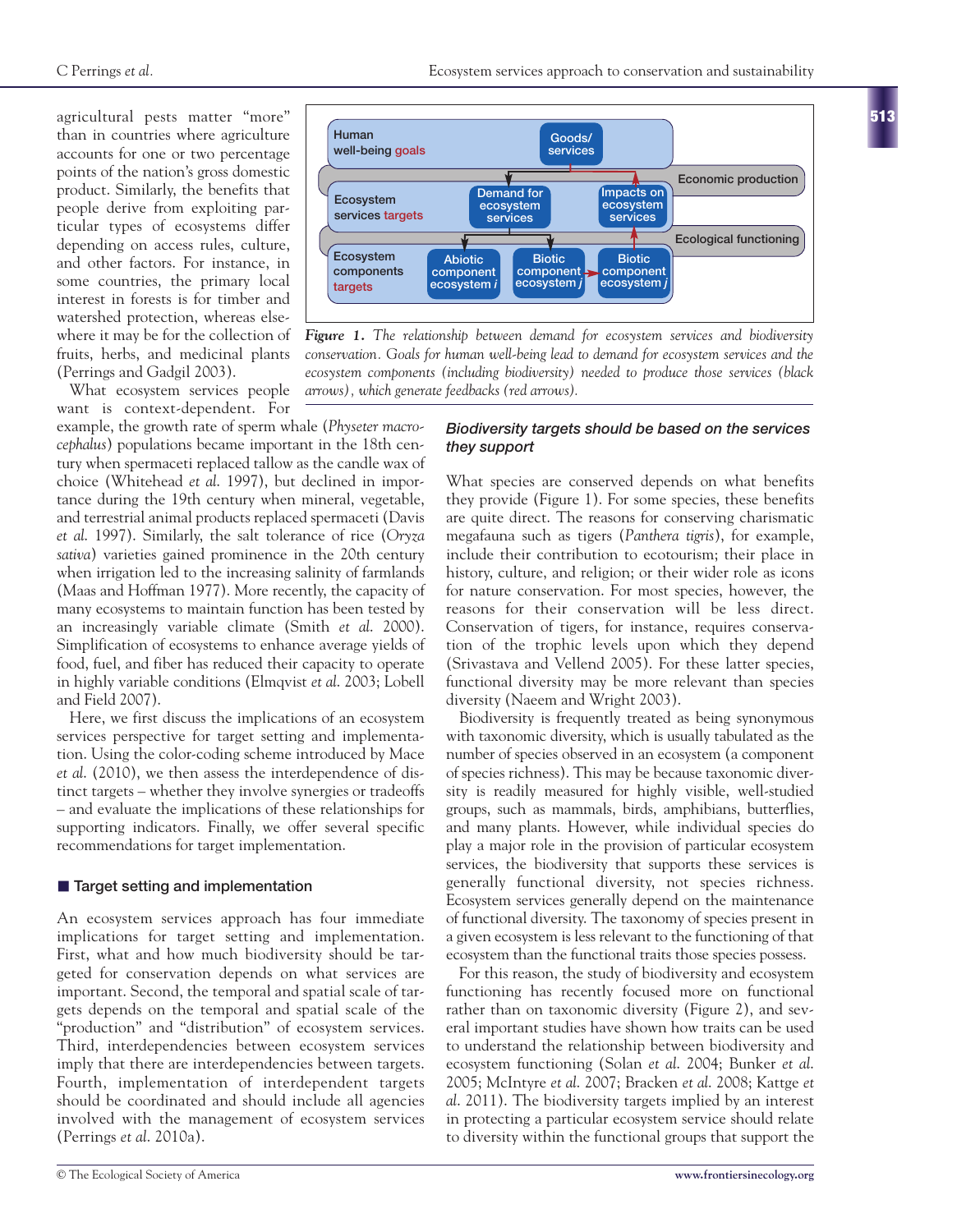agricultural pests matter "more" than in countries where agriculture accounts for one or two percentage points of the nation's gross domestic product. Similarly, the benefits that people derive from exploiting particular types of ecosystems differ depending on access rules, culture, and other factors. For instance, in some countries, the primary local interest in forests is for timber and watershed protection, whereas elsewhere it may be for the collection of fruits, herbs, and medicinal plants (Perrings and Gadgil 2003).

What ecosystem services people want is context-dependent. For example, the growth rate of sperm whale (*Physeter macrocephalus*) populations became important in the 18th century when spermaceti replaced tallow as the candle wax of choice (Whitehead *et al.* 1997), but declined in importance during the 19th century when mineral, vegetable, and terrestrial animal products replaced spermaceti (Davis *et al.* 1997). Similarly, the salt tolerance of rice (*Oryza sativa*) varieties gained prominence in the 20th century when irrigation led to the increasing salinity of farmlands (Maas and Hoffman 1977). More recently, the capacity of many ecosystems to maintain function has been tested by an increasingly variable climate (Smith *et al.* 2000). Simplification of ecosystems to enhance average yields of food, fuel, and fiber has reduced their capacity to operate in highly variable conditions (Elmqvist *et al.* 2003; Lobell and Field 2007).

Here, we first discuss the implications of an ecosystem services perspective for target setting and implementation. Using the color-coding scheme introduced by Mace *et al.* (2010), we then assess the interdependence of distinct targets – whether they involve synergies or tradeoffs – and evaluate the implications of these relationships for supporting indicators. Finally, we offer several specific recommendations for target implementation.

*Figure 1. The relationship between demand for ecosystem services and biodiversity conservation. Goals for human well-being lead to demand for ecosystem services and the ecosystem components (including biodiversity) needed to produce those services (black arrows), which generate feedbacks (red arrows).*

## Target setting and implementation

An ecosystem services approach has four immediate implications for target setting and implementation. First, what and how much biodiversity should be targeted for conservation depends on what services are important. Second, the temporal and spatial scale of targets depends on the temporal and spatial scale of the "production" and "distribution" of ecosystem services. Third, interdependencies between ecosystem services imply that there are interdependencies between targets. Fourth, implementation of interdependent targets should be coordinated and should include all agencies involved with the management of ecosystem services (Perrings *et al.* 2010a).

### *Biodiversity targets should be based on the services they support*

What species are conserved depends on what benefits they provide (Figure 1). For some species, these benefits are quite direct. The reasons for conserving charismatic megafauna such as tigers (*Panthera tigris*), for example, include their contribution to ecotourism; their place in history, culture, and religion; or their wider role as icons for nature conservation. For most species, however, the reasons for their conservation will be less direct. Conservation of tigers, for instance, requires conservation of the trophic levels upon which they depend (Srivastava and Vellend 2005). For these latter species, functional diversity may be more relevant than species diversity (Naeem and Wright 2003).

Biodiversity is frequently treated as being synonymous with taxonomic diversity, which is usually tabulated as the number of species observed in an ecosystem (a component of species richness). This may be because taxonomic diversity is readily measured for highly visible, well-studied groups, such as mammals, birds, amphibians, butterflies, and many plants. However, while individual species do play a major role in the provision of particular ecosystem services, the biodiversity that supports these services is generally functional diversity, not species richness. Ecosystem services generally depend on the maintenance of functional diversity. The taxonomy of species present in a given ecosystem is less relevant to the functioning of that ecosystem than the functional traits those species possess.

For this reason, the study of biodiversity and ecosystem functioning has recently focused more on functional rather than on taxonomic diversity (Figure 2), and several important studies have shown how traits can be used to understand the relationship between biodiversity and ecosystem functioning (Solan *et al.* 2004; Bunker *et al.* 2005; McIntyre *et al.* 2007; Bracken *et al.* 2008; Kattge *et al.* 2011). The biodiversity targets implied by an interest in protecting a particular ecosystem service should relate to diversity within the functional groups that support the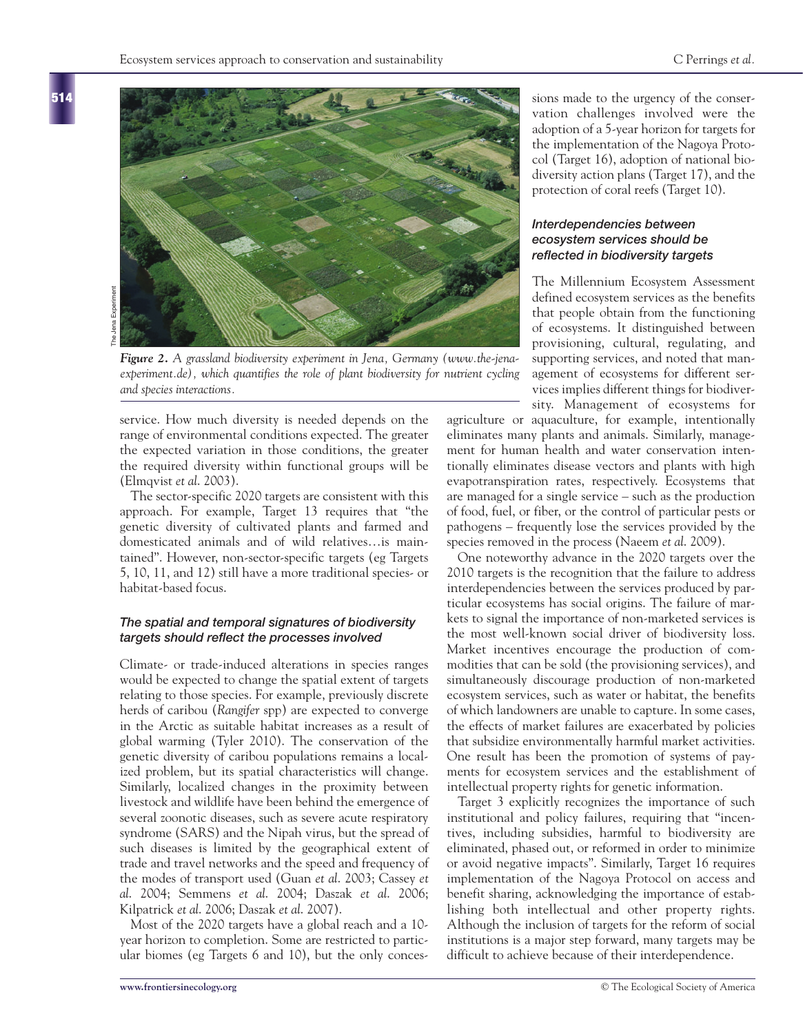*Figure 2. A grassland biodiversity experiment in Jena, Germany (www.the-jena-experiment.de), which quantifies the role of plant biodiversity for nutrient cycling and species interactions.*

service. How much diversity is needed depends on the range of environmental conditions expected. The greater the expected variation in those conditions, the greater the required diversity within functional groups will be (Elmqvist *et al.* 2003).

The sector-specific 2020 targets are consistent with this approach. For example, Target 13 requires that "the genetic diversity of cultivated plants and farmed and domesticated animals and of wild relatives…is maintained". However, non-sector-specific targets (eg Targets 5, 10, 11, and 12) still have a more traditional species- or habitat-based focus.

### *The spatial and temporal signatures of biodiversity targets should reflect the processes involved*

Climate- or trade-induced alterations in species ranges would be expected to change the spatial extent of targets relating to those species. For example, previously discrete herds of caribou (*Rangifer* spp) are expected to converge in the Arctic as suitable habitat increases as a result of global warming (Tyler 2010). The conservation of the genetic diversity of caribou populations remains a localized problem, but its spatial characteristics will change. Similarly, localized changes in the proximity between livestock and wildlife have been behind the emergence of several zoonotic diseases, such as severe acute respiratory syndrome (SARS) and the Nipah virus, but the spread of such diseases is limited by the geographical extent of trade and travel networks and the speed and frequency of the modes of transport used (Guan *et al.* 2003; Cassey *et al.* 2004; Semmens *et al.* 2004; Daszak *et al.* 2006; Kilpatrick *et al.* 2006; Daszak *et al.* 2007).

Most of the 2020 targets have a global reach and a 10-year horizon to completion. Some are restricted to particular biomes (eg Targets 6 and 10), but the only concessions made to the urgency of the conservation challenges involved were the adoption of a 5-year horizon for targets for the implementation of the Nagoya Protocol (Target 16), adoption of national biodiversity action plans (Target 17), and the protection of coral reefs (Target 10).

### *Interdependencies between ecosystem services should be reflected in biodiversity targets*

The Millennium Ecosystem Assessment defined ecosystem services as the benefits that people obtain from the functioning of ecosystems. It distinguished between provisioning, cultural, regulating, and supporting services, and noted that management of ecosystems for different services implies different things for biodiversity. Management of ecosystems for agriculture or aquaculture, for example, intentionally eliminates many plants and animals. Similarly, management for human health and water conservation intentionally eliminates disease vectors and plants with high evapotranspiration rates, respectively. Ecosystems that are managed for a single service – such as the production of food, fuel, or fiber, or the control of particular pests or pathogens – frequently lose the services provided by the species removed in the process (Naeem *et al.* 2009).

One noteworthy advance in the 2020 targets over the 2010 targets is the recognition that the failure to address interdependencies between the services produced by particular ecosystems has social origins. The failure of markets to signal the importance of non-marketed services is the most well-known social driver of biodiversity loss. Market incentives encourage the production of commodities that can be sold (the provisioning services), and simultaneously discourage production of non-marketed ecosystem services, such as water or habitat, the benefits of which landowners are unable to capture. In some cases, the effects of market failures are exacerbated by policies that subsidize environmentally harmful market activities. One result has been the promotion of systems of payments for ecosystem services and the establishment of intellectual property rights for genetic information.

Target 3 explicitly recognizes the importance of such institutional and policy failures, requiring that "incentives, including subsidies, harmful to biodiversity are eliminated, phased out, or reformed in order to minimize or avoid negative impacts". Similarly, Target 16 requires implementation of the Nagoya Protocol on access and benefit sharing, acknowledging the importance of establishing both intellectual and other property rights. Although the inclusion of targets for the reform of social institutions is a major step forward, many targets may be difficult to achieve because of their interdependence.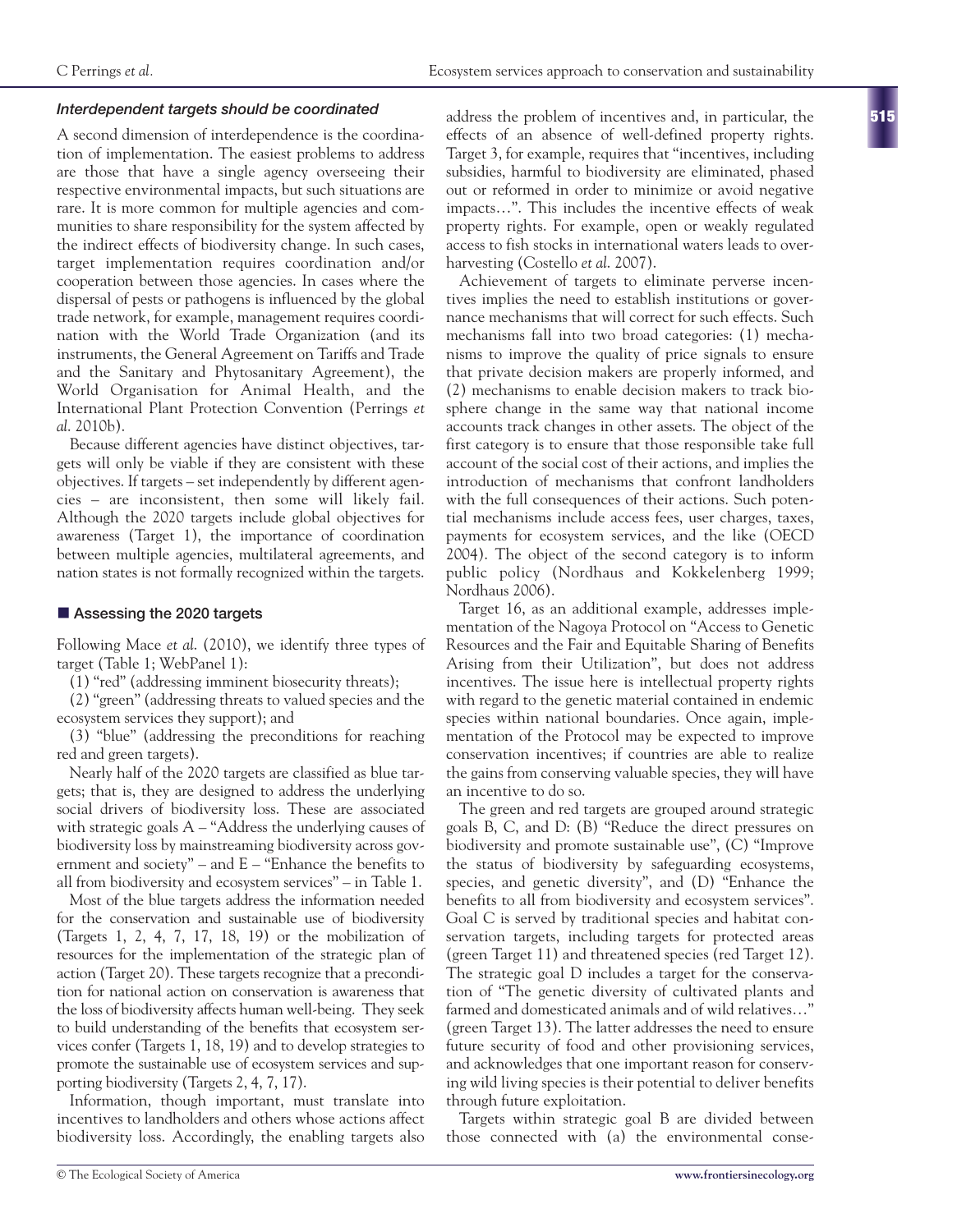### *Interdependent targets should be coordinated*

A second dimension of interdependence is the coordination of implementation. The easiest problems to address are those that have a single agency overseeing their respective environmental impacts, but such situations are rare. It is more common for multiple agencies and communities to share responsibility for the system affected by the indirect effects of biodiversity change. In such cases, target implementation requires coordination and/or cooperation between those agencies. In cases where the dispersal of pests or pathogens is influenced by the global trade network, for example, management requires coordination with the World Trade Organization (and its instruments, the General Agreement on Tariffs and Trade and the Sanitary and Phytosanitary Agreement), the World Organisation for Animal Health, and the International Plant Protection Convention (Perrings *et al.* 2010b).

Because different agencies have distinct objectives, targets will only be viable if they are consistent with these objectives. If targets – set independently by different agencies – are inconsistent, then some will likely fail. Although the 2020 targets include global objectives for awareness (Target 1), the importance of coordination between multiple agencies, multilateral agreements, and nation states is not formally recognized within the targets.

## Assessing the 2020 targets

Following Mace *et al.* (2010), we identify three types of target (Table 1; WebPanel 1):

(1) "red" (addressing imminent biosecurity threats);

(2) "green" (addressing threats to valued species and the ecosystem services they support); and

(3) "blue" (addressing the preconditions for reaching red and green targets).

Nearly half of the 2020 targets are classified as blue targets; that is, they are designed to address the underlying social drivers of biodiversity loss. These are associated with strategic goals A – "Address the underlying causes of biodiversity loss by mainstreaming biodiversity across government and society" – and E – "Enhance the benefits to all from biodiversity and ecosystem services" – in Table 1.

Most of the blue targets address the information needed for the conservation and sustainable use of biodiversity (Targets 1, 2, 4, 7, 17, 18, 19) or the mobilization of resources for the implementation of the strategic plan of action (Target 20). These targets recognize that a precondition for national action on conservation is awareness that the loss of biodiversity affects human well-being. They seek to build understanding of the benefits that ecosystem services confer (Targets 1, 18, 19) and to develop strategies to promote the sustainable use of ecosystem services and supporting biodiversity (Targets 2, 4, 7, 17).

Information, though important, must translate into incentives to landholders and others whose actions affect biodiversity loss. Accordingly, the enabling targets also address the problem of incentives and, in particular, the effects of an absence of well-defined property rights. Target 3, for example, requires that "incentives, including subsidies, harmful to biodiversity are eliminated, phased out or reformed in order to minimize or avoid negative impacts…". This includes the incentive effects of weak property rights. For example, open or weakly regulated access to fish stocks in international waters leads to overharvesting (Costello *et al.* 2007).

Achievement of targets to eliminate perverse incentives implies the need to establish institutions or governance mechanisms that will correct for such effects. Such mechanisms fall into two broad categories: (1) mechanisms to improve the quality of price signals to ensure that private decision makers are properly informed, and (2) mechanisms to enable decision makers to track biosphere change in the same way that national income accounts track changes in other assets. The object of the first category is to ensure that those responsible take full account of the social cost of their actions, and implies the introduction of mechanisms that confront landholders with the full consequences of their actions. Such potential mechanisms include access fees, user charges, taxes, payments for ecosystem services, and the like (OECD 2004). The object of the second category is to inform public policy (Nordhaus and Kokkelenberg 1999; Nordhaus 2006).

Target 16, as an additional example, addresses implementation of the Nagoya Protocol on "Access to Genetic Resources and the Fair and Equitable Sharing of Benefits Arising from their Utilization", but does not address incentives. The issue here is intellectual property rights with regard to the genetic material contained in endemic species within national boundaries. Once again, implementation of the Protocol may be expected to improve conservation incentives; if countries are able to realize the gains from conserving valuable species, they will have an incentive to do so.

The green and red targets are grouped around strategic goals B, C, and D: (B) "Reduce the direct pressures on biodiversity and promote sustainable use", (C) "Improve the status of biodiversity by safeguarding ecosystems, species, and genetic diversity", and (D) "Enhance the benefits to all from biodiversity and ecosystem services". Goal C is served by traditional species and habitat conservation targets, including targets for protected areas (green Target 11) and threatened species (red Target 12). The strategic goal D includes a target for the conservation of "The genetic diversity of cultivated plants and farmed and domesticated animals and of wild relatives…" (green Target 13). The latter addresses the need to ensure future security of food and other provisioning services, and acknowledges that one important reason for conserving wild living species is their potential to deliver benefits through future exploitation.

Targets within strategic goal B are divided between those connected with (a) the environmental conse-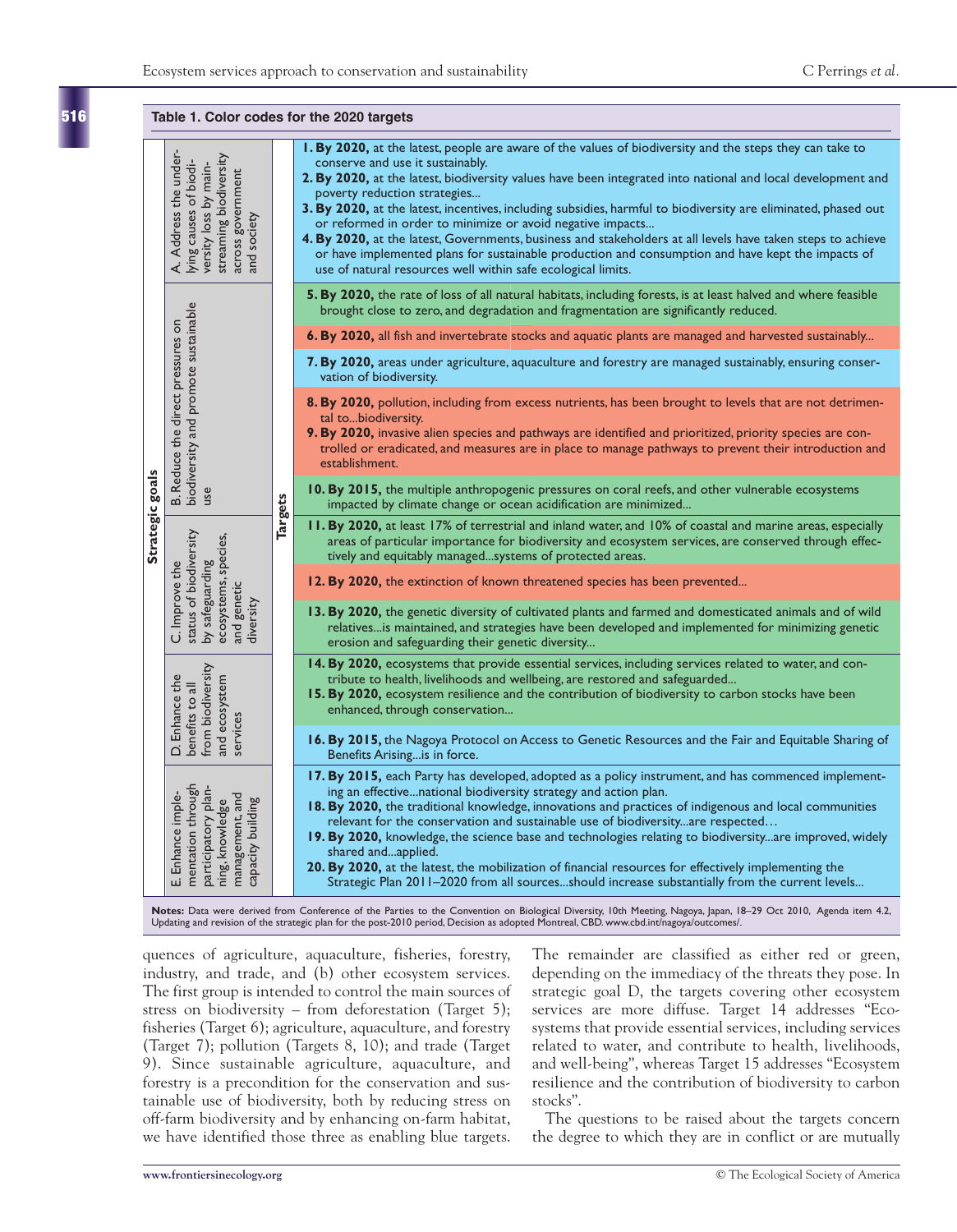**Table 1. Color codes for the 2020 targets**

| Strategic goals | Targets |
|---|---|
| A. Address the underlying causes of biodiversity loss by mainstreaming biodiversity across government and society | **1. By 2020,** at the latest, people are aware of the values of biodiversity and the steps they can take to conserve and use it sustainably.<br>**2. By 2020,** at the latest, biodiversity values have been integrated into national and local development and poverty reduction strategies...<br>**3. By 2020,** at the latest, incentives, including subsidies, harmful to biodiversity are eliminated, phased out or reformed in order to minimize or avoid negative impacts...<br>**4. By 2020,** at the latest, Governments, business and stakeholders at all levels have taken steps to achieve or have implemented plans for sustainable production and consumption and have kept the impacts of use of natural resources well within safe ecological limits. |
| B. Reduce the direct pressures on biodiversity and promote sustainable use | **5. By 2020,** the rate of loss of all natural habitats, including forests, is at least halved and where feasible brought close to zero, and degradation and fragmentation are significantly reduced. |
| | **6. By 2020,** all fish and invertebrate stocks and aquatic plants are managed and harvested sustainably... |
| | **7. By 2020,** areas under agriculture, aquaculture and forestry are managed sustainably, ensuring conservation of biodiversity. |
| | **8. By 2020,** pollution, including from excess nutrients, has been brought to levels that are not detrimental to...biodiversity.<br>**9. By 2020,** invasive alien species and pathways are identified and prioritized, priority species are controlled or eradicated, and measures are in place to manage pathways to prevent their introduction and establishment. |
| | **10. By 2015,** the multiple anthropogenic pressures on coral reefs, and other vulnerable ecosystems impacted by climate change or ocean acidification are minimized... |
| C. Improve the status of biodiversity by safeguarding ecosystems, species, and genetic diversity | **11. By 2020,** at least 17% of terrestrial and inland water, and 10% of coastal and marine areas, especially areas of particular importance for biodiversity and ecosystem services, are conserved through effectively and equitably managed...systems of protected areas. |
| | **12. By 2020,** the extinction of known threatened species has been prevented... |
| | **13. By 2020,** the genetic diversity of cultivated plants and farmed and domesticated animals and of wild relatives...is maintained, and strategies have been developed and implemented for minimizing genetic erosion and safeguarding their genetic diversity... |
| D. Enhance the benefits to all from biodiversity and ecosystem services | **14. By 2020,** ecosystems that provide essential services, including services related to water, and contribute to health, livelihoods and wellbeing, are restored and safeguarded...<br>**15. By 2020,** ecosystem resilience and the contribution of biodiversity to carbon stocks have been enhanced, through conservation... |
| | **16. By 2015,** the Nagoya Protocol on Access to Genetic Resources and the Fair and Equitable Sharing of Benefits Arising...is in force. |
| E. Enhance implementation through participatory planning, knowledge management, and capacity building | **17. By 2015,** each Party has developed, adopted as a policy instrument, and has commenced implementing an effective...national biodiversity strategy and action plan.<br>**18. By 2020,** the traditional knowledge, innovations and practices of indigenous and local communities relevant for the conservation and sustainable use of biodiversity...are respected…<br>**19. By 2020,** knowledge, the science base and technologies relating to biodiversity...are improved, widely shared and...applied.<br>**20. By 2020,** at the latest, the mobilization of financial resources for effectively implementing the Strategic Plan 2011–2020 from all sources...should increase substantially from the current levels... |

**Notes:** Data were derived from Conference of the Parties to the Convention on Biological Diversity, 10th Meeting, Nagoya, Japan, 18–29 Oct 2010, Agenda item 4.2, Updating and revision of the strategic plan for the post-2010 period, Decision as adopted Montreal, CBD. www.cbd.int/nagoya/outcomes/.

quences of agriculture, aquaculture, fisheries, forestry, industry, and trade, and (b) other ecosystem services. The first group is intended to control the main sources of stress on biodiversity – from deforestation (Target 5); fisheries (Target 6); agriculture, aquaculture, and forestry (Target 7); pollution (Targets 8, 10); and trade (Target 9). Since sustainable agriculture, aquaculture, and forestry is a precondition for the conservation and sustainable use of biodiversity, both by reducing stress on off-farm biodiversity and by enhancing on-farm habitat, we have identified those three as enabling blue targets. The remainder are classified as either red or green, depending on the immediacy of the threats they pose. In strategic goal D, the targets covering other ecosystem services are more diffuse. Target 14 addresses "Ecosystems that provide essential services, including services related to water, and contribute to health, livelihoods, and well-being", whereas Target 15 addresses "Ecosystem resilience and the contribution of biodiversity to carbon stocks".

The questions to be raised about the targets concern the degree to which they are in conflict or are mutually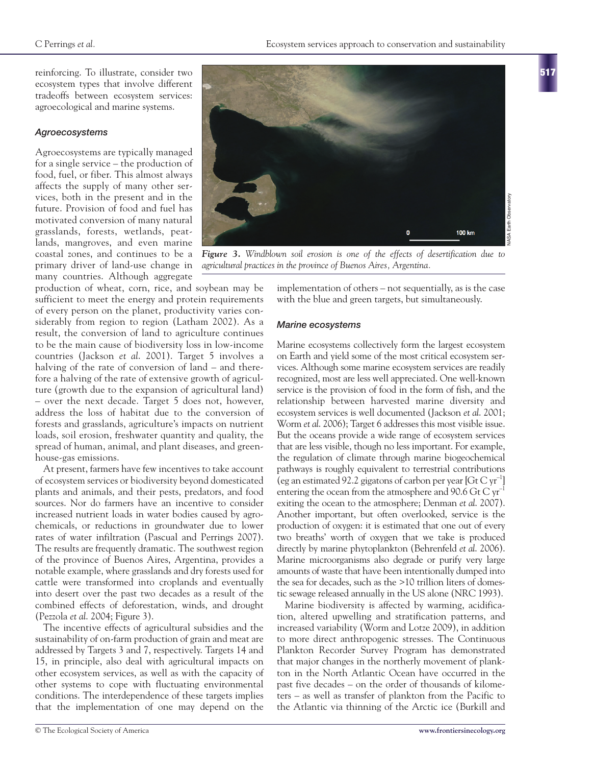reinforcing. To illustrate, consider two ecosystem types that involve different tradeoffs between ecosystem services: agroecological and marine systems.

### *Agroecosystems*

Agroecosystems are typically managed for a single service – the production of food, fuel, or fiber. This almost always affects the supply of many other services, both in the present and in the future. Provision of food and fuel has motivated conversion of many natural grasslands, forests, wetlands, peatlands, mangroves, and even marine coastal zones, and continues to be a primary driver of land-use change in many countries. Although aggregate production of wheat, corn, rice, and soybean may be sufficient to meet the energy and protein requirements of every person on the planet, productivity varies considerably from region to region (Latham 2002). As a result, the conversion of land to agriculture continues to be the main cause of biodiversity loss in low-income countries (Jackson *et al.* 2001). Target 5 involves a halving of the rate of conversion of land – and therefore a halving of the rate of extensive growth of agriculture (growth due to the expansion of agricultural land) – over the next decade. Target 5 does not, however, address the loss of habitat due to the conversion of forests and grasslands, agriculture's impacts on nutrient loads, soil erosion, freshwater quantity and quality, the spread of human, animal, and plant diseases, and greenhouse-gas emissions.

At present, farmers have few incentives to take account of ecosystem services or biodiversity beyond domesticated plants and animals, and their pests, predators, and food sources. Nor do farmers have an incentive to consider increased nutrient loads in water bodies caused by agrochemicals, or reductions in groundwater due to lower rates of water infiltration (Pascual and Perrings 2007). The results are frequently dramatic. The southwest region of the province of Buenos Aires, Argentina, provides a notable example, where grasslands and dry forests used for cattle were transformed into croplands and eventually into desert over the past two decades as a result of the combined effects of deforestation, winds, and drought (Pezzola *et al.* 2004; Figure 3).

The incentive effects of agricultural subsidies and the sustainability of on-farm production of grain and meat are addressed by Targets 3 and 7, respectively. Targets 14 and 15, in principle, also deal with agricultural impacts on other ecosystem services, as well as with the capacity of other systems to cope with fluctuating environmental conditions. The interdependence of these targets implies that the implementation of one may depend on the implementation of others – not sequentially, as is the case with the blue and green targets, but simultaneously.

***Figure 3.*** *Windblown soil erosion is one of the effects of desertification due to agricultural practices in the province of Buenos Aires, Argentina.*

### *Marine ecosystems*

Marine ecosystems collectively form the largest ecosystem on Earth and yield some of the most critical ecosystem services. Although some marine ecosystem services are readily recognized, most are less well appreciated. One well-known service is the provision of food in the form of fish, and the relationship between harvested marine diversity and ecosystem services is well documented (Jackson *et al.* 2001; Worm *et al.* 2006); Target 6 addresses this most visible issue. But the oceans provide a wide range of ecosystem services that are less visible, though no less important. For example, the regulation of climate through marine biogeochemical pathways is roughly equivalent to terrestrial contributions (eg an estimated 92.2 gigatons of carbon per year [Gt C $yr^{-1}$] entering the ocean from the atmosphere and 90.6 Gt C $yr^{-1}$ exiting the ocean to the atmosphere; Denman *et al.* 2007). Another important, but often overlooked, service is the production of oxygen: it is estimated that one out of every two breaths' worth of oxygen that we take is produced directly by marine phytoplankton (Behrenfeld *et al.* 2006). Marine microorganisms also degrade or purify very large amounts of waste that have been intentionally dumped into the sea for decades, such as the >10 trillion liters of domestic sewage released annually in the US alone (NRC 1993).

Marine biodiversity is affected by warming, acidification, altered upwelling and stratification patterns, and increased variability (Worm and Lotze 2009), in addition to more direct anthropogenic stresses. The Continuous Plankton Recorder Survey Program has demonstrated that major changes in the northerly movement of plankton in the North Atlantic Ocean have occurred in the past five decades – on the order of thousands of kilometers – as well as transfer of plankton from the Pacific to the Atlantic via thinning of the Arctic ice (Burkill and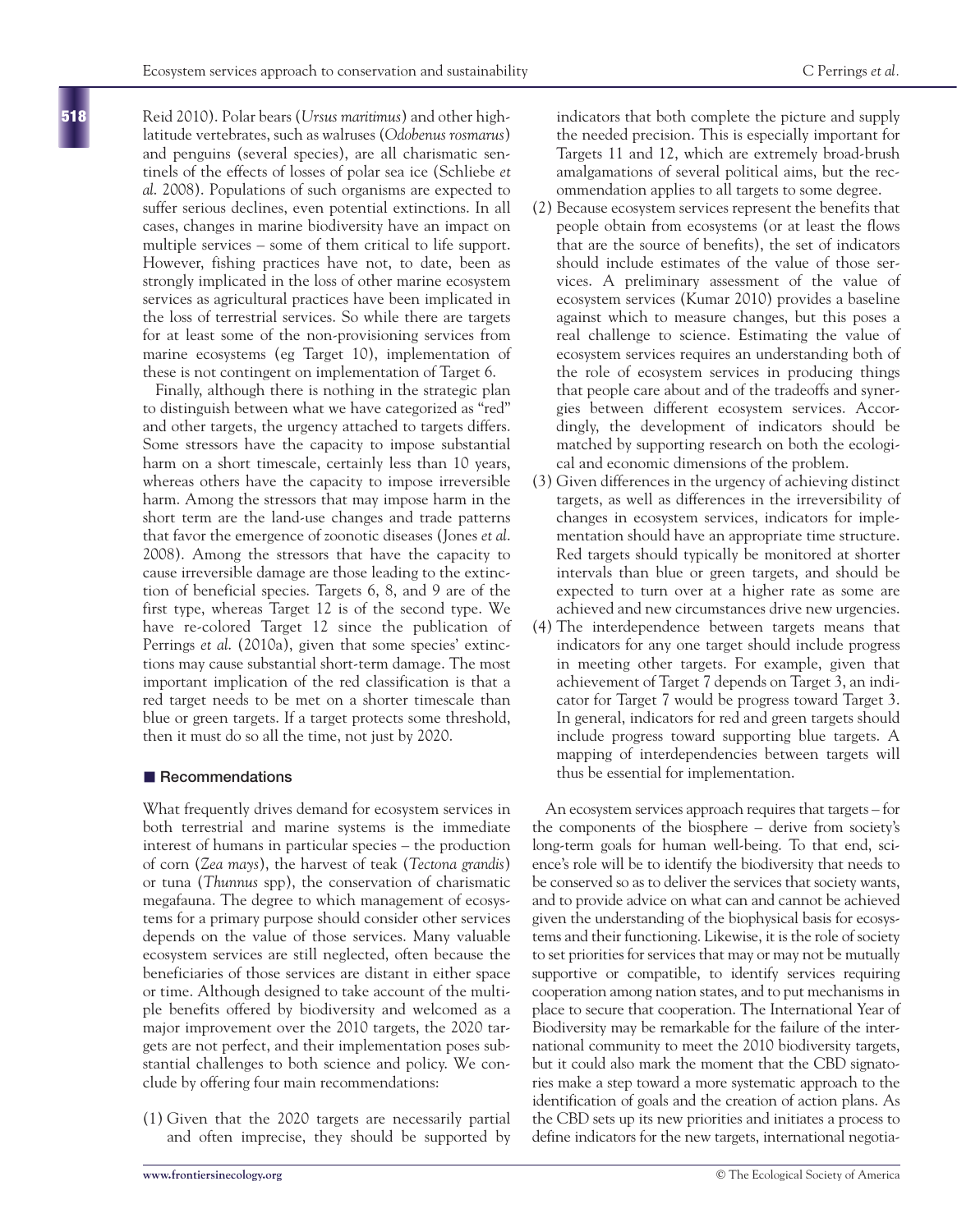Reid 2010). Polar bears (*Ursus maritimus*) and other high-latitude vertebrates, such as walruses (*Odobenus rosmarus*) and penguins (several species), are all charismatic sentinels of the effects of losses of polar sea ice (Schliebe *et al.* 2008). Populations of such organisms are expected to suffer serious declines, even potential extinctions. In all cases, changes in marine biodiversity have an impact on multiple services – some of them critical to life support. However, fishing practices have not, to date, been as strongly implicated in the loss of other marine ecosystem services as agricultural practices have been implicated in the loss of terrestrial services. So while there are targets for at least some of the non-provisioning services from marine ecosystems (eg Target 10), implementation of these is not contingent on implementation of Target 6.

Finally, although there is nothing in the strategic plan to distinguish between what we have categorized as "red" and other targets, the urgency attached to targets differs. Some stressors have the capacity to impose substantial harm on a short timescale, certainly less than 10 years, whereas others have the capacity to impose irreversible harm. Among the stressors that may impose harm in the short term are the land-use changes and trade patterns that favor the emergence of zoonotic diseases (Jones *et al.* 2008). Among the stressors that have the capacity to cause irreversible damage are those leading to the extinction of beneficial species. Targets 6, 8, and 9 are of the first type, whereas Target 12 is of the second type. We have re-colored Target 12 since the publication of Perrings *et al.* (2010a), given that some species' extinctions may cause substantial short-term damage. The most important implication of the red classification is that a red target needs to be met on a shorter timescale than blue or green targets. If a target protects some threshold, then it must do so all the time, not just by 2020.

## Recommendations

What frequently drives demand for ecosystem services in both terrestrial and marine systems is the immediate interest of humans in particular species – the production of corn (*Zea mays*), the harvest of teak (*Tectona grandis*) or tuna (*Thunnus* spp), the conservation of charismatic megafauna. The degree to which management of ecosystems for a primary purpose should consider other services depends on the value of those services. Many valuable ecosystem services are still neglected, often because the beneficiaries of those services are distant in either space or time. Although designed to take account of the multiple benefits offered by biodiversity and welcomed as a major improvement over the 2010 targets, the 2020 targets are not perfect, and their implementation poses substantial challenges to both science and policy. We conclude by offering four main recommendations:

(1) Given that the 2020 targets are necessarily partial and often imprecise, they should be supported by indicators that both complete the picture and supply the needed precision. This is especially important for Targets 11 and 12, which are extremely broad-brush amalgamations of several political aims, but the recommendation applies to all targets to some degree.

(2) Because ecosystem services represent the benefits that people obtain from ecosystems (or at least the flows that are the source of benefits), the set of indicators should include estimates of the value of those services. A preliminary assessment of the value of ecosystem services (Kumar 2010) provides a baseline against which to measure changes, but this poses a real challenge to science. Estimating the value of ecosystem services requires an understanding both of the role of ecosystem services in producing things that people care about and of the tradeoffs and synergies between different ecosystem services. Accordingly, the development of indicators should be matched by supporting research on both the ecological and economic dimensions of the problem.

(3) Given differences in the urgency of achieving distinct targets, as well as differences in the irreversibility of changes in ecosystem services, indicators for implementation should have an appropriate time structure. Red targets should typically be monitored at shorter intervals than blue or green targets, and should be expected to turn over at a higher rate as some are achieved and new circumstances drive new urgencies.

(4) The interdependence between targets means that indicators for any one target should include progress in meeting other targets. For example, given that achievement of Target 7 depends on Target 3, an indicator for Target 7 would be progress toward Target 3. In general, indicators for red and green targets should include progress toward supporting blue targets. A mapping of interdependencies between targets will thus be essential for implementation.

An ecosystem services approach requires that targets – for the components of the biosphere – derive from society's long-term goals for human well-being. To that end, science's role will be to identify the biodiversity that needs to be conserved so as to deliver the services that society wants, and to provide advice on what can and cannot be achieved given the understanding of the biophysical basis for ecosystems and their functioning. Likewise, it is the role of society to set priorities for services that may or may not be mutually supportive or compatible, to identify services requiring cooperation among nation states, and to put mechanisms in place to secure that cooperation. The International Year of Biodiversity may be remarkable for the failure of the international community to meet the 2010 biodiversity targets, but it could also mark the moment that the CBD signatories make a step toward a more systematic approach to the identification of goals and the creation of action plans. As the CBD sets up its new priorities and initiates a process to define indicators for the new targets, international negotia-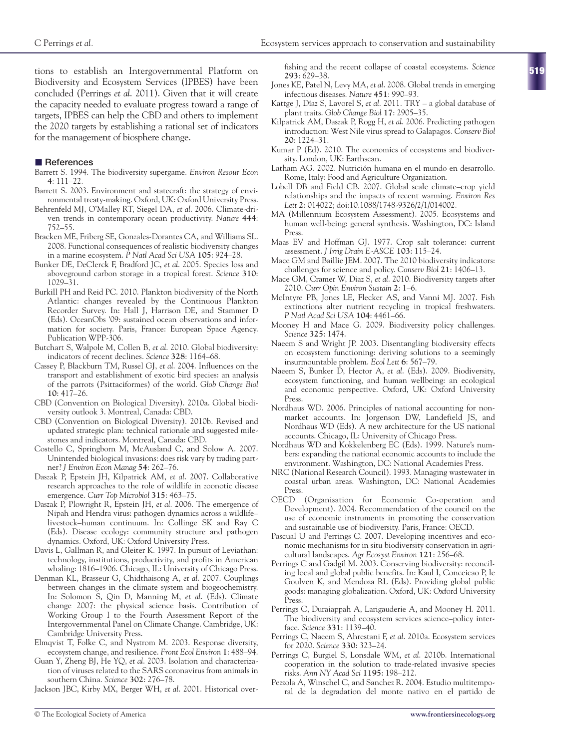tions to establish an Intergovernmental Platform on Biodiversity and Ecosystem Services (IPBES) have been concluded (Perrings *et al.* 2011). Given that it will create the capacity needed to evaluate progress toward a range of targets, IPBES can help the CBD and others to implement the 2020 targets by establishing a rational set of indicators for the management of biosphere change.

## References

Barrett S. 1994. The biodiversity supergame. *Environ Resour Econ* **4**: 111–22.

Barrett S. 2003. Environment and statecraft: the strategy of environmental treaty-making. Oxford, UK: Oxford University Press.

Behrenfeld MJ, O'Malley RT, Siegel DA, *et al.* 2006. Climate-driven trends in contemporary ocean productivity. *Nature* **444**: 752–55.

Bracken ME, Friberg SE, Gonzales-Dorantes CA, and Williams SL. 2008. Functional consequences of realistic biodiversity changes in a marine ecosystem. *P Natl Acad Sci USA* **105**: 924–28.

Bunker DE, DeClerck F, Bradford JC, *et al.* 2005. Species loss and aboveground carbon storage in a tropical forest. *Science* **310**: 1029–31.

Burkill PH and Reid PC. 2010. Plankton biodiversity of the North Atlantic: changes revealed by the Continuous Plankton Recorder Survey. In: Hall J, Harrison DE, and Stammer D (Eds). OceanObs '09: sustained ocean observations and information for society. Paris, France: European Space Agency. Publication WPP-306.

Butchart S, Walpole M, Collen B, *et al.* 2010. Global biodiversity: indicators of recent declines. *Science* **328**: 1164–68.

Cassey P, Blackburn TM, Russel GJ, *et al.* 2004. Influences on the transport and establishment of exotic bird species: an analysis of the parrots (Psittaciformes) of the world. *Glob Change Biol* **10**: 417–26.

CBD (Convention on Biological Diversity). 2010a. Global biodiversity outlook 3. Montreal, Canada: CBD.

CBD (Convention on Biological Diversity). 2010b. Revised and updated strategic plan: technical rationale and suggested milestones and indicators. Montreal, Canada: CBD.

Costello C, Springborn M, McAusland C, and Solow A. 2007. Unintended biological invasions: does risk vary by trading partner? *J Environ Econ Manag* **54**: 262–76.

Daszak P, Epstein JH, Kilpatrick AM, *et al.* 2007. Collaborative research approaches to the role of wildlife in zoonotic disease emergence. *Curr Top Microbiol* **315**: 463–75.

Daszak P, Plowright R, Epstein JH, *et al.* 2006. The emergence of Nipah and Hendra virus: pathogen dynamics across a wildlife–livestock–human continuum. In: Collinge SK and Ray C (Eds). Disease ecology: community structure and pathogen dynamics. Oxford, UK: Oxford University Press.

Davis L, Gallman R, and Gleiter K. 1997. In pursuit of Leviathan: technology, institutions, productivity, and profits in American whaling: 1816–1906. Chicago, IL: University of Chicago Press.

Denman KL, Brasseur G, Chidthaisong A, *et al.* 2007. Couplings between changes in the climate system and biogeochemistry. In: Solomon S, Qin D, Manning M, *et al.* (Eds). Climate change 2007: the physical science basis. Contribution of Working Group I to the Fourth Assessment Report of the Intergovernmental Panel on Climate Change. Cambridge, UK: Cambridge University Press.

Elmqvist T, Folke C, and Nystrom M. 2003. Response diversity, ecosystem change, and resilience. *Front Ecol Environ* **1**: 488–94.

Guan Y, Zheng BJ, He YQ, *et al.* 2003. Isolation and characterization of viruses related to the SARS coronavirus from animals in southern China. *Science* **302**: 276–78.

Jackson JBC, Kirby MX, Berger WH, *et al.* 2001. Historical overfishing and the recent collapse of coastal ecosystems. *Science* **293**: 629–38.

Jones KE, Patel N, Levy MA, *et al.* 2008. Global trends in emerging infectious diseases. *Nature* **451**: 990–93.

Kattge J, Díaz S, Lavorel S, *et al.* 2011. TRY – a global database of plant traits. *Glob Change Biol* **17**: 2905–35.

Kilpatrick AM, Daszak P, Rogg H, *et al.* 2006. Predicting pathogen introduction: West Nile virus spread to Galapagos. *Conserv Biol* **20**: 1224–31.

Kumar P (Ed). 2010. The economics of ecosystems and biodiversity. London, UK: Earthscan.

Latham AG. 2002. Nutrición humana en el mundo en desarrollo. Rome, Italy: Food and Agriculture Organization.

Lobell DB and Field CB. 2007. Global scale climate–crop yield relationships and the impacts of recent warming. *Environ Res Lett* **2**: 014022; doi:10.1088/1748-9326/2/1/014002.

MA (Millennium Ecosystem Assessment). 2005. Ecosystems and human well-being: general synthesis. Washington, DC: Island Press.

Maas EV and Hoffman GJ. 1977. Crop salt tolerance: current assessment. *J Irrig Drain E-ASCE* **103**: 115–24.

Mace GM and Baillie JEM. 2007. The 2010 biodiversity indicators: challenges for science and policy. *Conserv Biol* **21**: 1406–13.

Mace GM, Cramer W, Diaz S, *et al.* 2010. Biodiversity targets after 2010. *Curr Opin Environ Sustain* **2**: 1–6.

McIntyre PB, Jones LE, Flecker AS, and Vanni MJ. 2007. Fish extinctions alter nutrient recycling in tropical freshwaters. *P Natl Acad Sci USA* **104**: 4461–66.

Mooney H and Mace G. 2009. Biodiversity policy challenges. *Science* **325**: 1474.

Naeem S and Wright JP. 2003. Disentangling biodiversity effects on ecosystem functioning: deriving solutions to a seemingly insurmountable problem. *Ecol Lett* **6**: 567–79.

Naeem S, Bunker D, Hector A, *et al.* (Eds). 2009. Biodiversity, ecosystem functioning, and human wellbeing: an ecological and economic perspective. Oxford, UK: Oxford University Press.

Nordhaus WD. 2006. Principles of national accounting for non-market accounts. In: Jorgenson DW, Landefield JS, and Nordhaus WD (Eds). A new architecture for the US national accounts. Chicago, IL: University of Chicago Press.

Nordhaus WD and Kokkelenberg EC (Eds). 1999. Nature's numbers: expanding the national economic accounts to include the environment. Washington, DC: National Academies Press.

NRC (National Research Council). 1993. Managing wastewater in coastal urban areas. Washington, DC: National Academies Press.

OECD (Organisation for Economic Co-operation and Development). 2004. Recommendation of the council on the use of economic instruments in promoting the conservation and sustainable use of biodiversity. Paris, France: OECD.

Pascual U and Perrings C. 2007. Developing incentives and economic mechanisms for in situ biodiversity conservation in agricultural landscapes. *Agr Ecosyst Environ* **121**: 256–68.

Perrings C and Gadgil M. 2003. Conserving biodiversity: reconciling local and global public benefits. In: Kaul I, Conceicao P, le Goulven K, and Mendoza RL (Eds). Providing global public goods: managing globalization. Oxford, UK: Oxford University Press.

Perrings C, Duraiappah A, Larigauderie A, and Mooney H. 2011. The biodiversity and ecosystem services science–policy interface. *Science* **331**: 1139–40.

Perrings C, Naeem S, Ahrestani F, *et al.* 2010a. Ecosystem services for 2020. *Science* **330**: 323–24.

Perrings C, Burgiel S, Lonsdale WM, *et al.* 2010b. International cooperation in the solution to trade-related invasive species risks. *Ann NY Acad Sci* **1195**: 198–212.

Pezzola A, Winschel C, and Sanchez R. 2004. Estudio multitemporal de la degradation del monte nativo en el partido de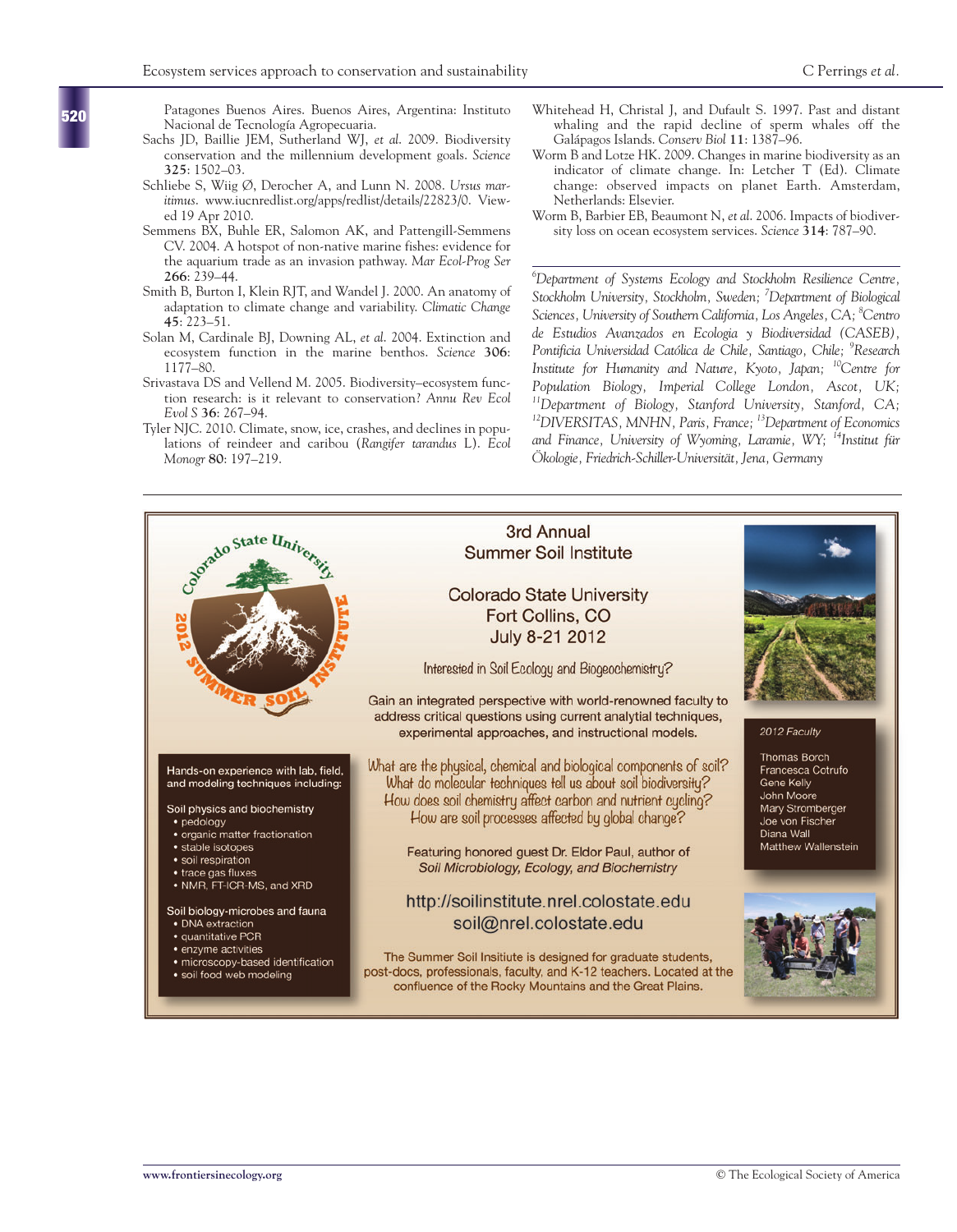Patagones Buenos Aires. Buenos Aires, Argentina: Instituto Nacional de Tecnología Agropecuaria.

Sachs JD, Baillie JEM, Sutherland WJ, *et al.* 2009. Biodiversity conservation and the millennium development goals. *Science* **325**: 1502–03.

Schliebe S, Wiig Ø, Derocher A, and Lunn N. 2008. *Ursus maritimus*. www.iucnredlist.org/apps/redlist/details/22823/0. Viewed 19 Apr 2010.

Semmens BX, Buhle ER, Salomon AK, and Pattengill-Semmens CV. 2004. A hotspot of non-native marine fishes: evidence for the aquarium trade as an invasion pathway. *Mar Ecol-Prog Ser* **266**: 239–44.

Smith B, Burton I, Klein RJT, and Wandel J. 2000. An anatomy of adaptation to climate change and variability. *Climatic Change* **45**: 223–51.

Solan M, Cardinale BJ, Downing AL, *et al.* 2004. Extinction and ecosystem function in the marine benthos. *Science* **306**: 1177–80.

Srivastava DS and Vellend M. 2005. Biodiversity–ecosystem function research: is it relevant to conservation? *Annu Rev Ecol Evol S* **36**: 267–94.

Tyler NJC. 2010. Climate, snow, ice, crashes, and declines in populations of reindeer and caribou (*Rangifer tarandus* L). *Ecol Monogr* **80**: 197–219.

Whitehead H, Christal J, and Dufault S. 1997. Past and distant whaling and the rapid decline of sperm whales off the Galápagos Islands. *Conserv Biol* **11**: 1387–96.

Worm B and Lotze HK. 2009. Changes in marine biodiversity as an indicator of climate change. In: Letcher T (Ed). Climate change: observed impacts on planet Earth. Amsterdam, Netherlands: Elsevier.

Worm B, Barbier EB, Beaumont N, *et al.* 2006. Impacts of biodiversity loss on ocean ecosystem services. *Science* **314**: 787–90.

---

*[6]Department of Systems Ecology and Stockholm Resilience Centre, Stockholm University, Stockholm, Sweden; [7]Department of Biological Sciences, University of Southern California, Los Angeles, CA; [8]Centro de Estudios Avanzados en Ecología y Biodiversidad (CASEB), Pontificia Universidad Católica de Chile, Santiago, Chile; [9]Research Institute for Humanity and Nature, Kyoto, Japan; [10]Centre for Population Biology, Imperial College London, Ascot, UK; [11]Department of Biology, Stanford University, Stanford, CA; [12]DIVERSITAS, MNHN, Paris, France; [13]Department of Economics and Finance, University of Wyoming, Laramie, WY; [14]Institut für Ökologie, Friedrich-Schiller-Universität, Jena, Germany*

---

Colorado State University 2012 Summer Soil Institute

3rd Annual
Summer Soil Institute

Colorado State University
Fort Collins, CO
July 8-21 2012

Interested in Soil Ecology and Biogeochemistry?

Gain an integrated perspective with world-renowned faculty to address critical questions using current analytial techniques, experimental approaches, and instructional models.

What are the physical, chemical and biological components of soil?
What do molecular techniques tell us about soil biodiversity?
How does soil chemistry affect carbon and nutrient cycling?
How are soil processes affected by global change?

Featuring honored guest Dr. Eldor Paul, author of *Soil Microbiology, Ecology, and Biochemistry*

http://soilinstitute.nrel.colostate.edu
soil@nrel.colostate.edu

The Summer Soil Insititute is designed for graduate students, post-docs, professionals, faculty, and K-12 teachers. Located at the confluence of the Rocky Mountains and the Great Plains.

Hands-on experience with lab, field, and modeling techniques including:

Soil physics and biochemistry
- pedology
- organic matter fractionation
- stable isotopes
- soil respiration
- trace gas fluxes
- NMR, FT-ICR-MS, and XRD

Soil biology-microbes and fauna
- DNA extraction
- quantitative PCR
- enzyme activities
- microscopy-based identification
- soil food web modeling

*2012 Faculty*

Thomas Borch
Francesca Cotrufo
Gene Kelly
John Moore
Mary Stromberger
Joe von Fischer
Diana Wall
Matthew Wallenstein